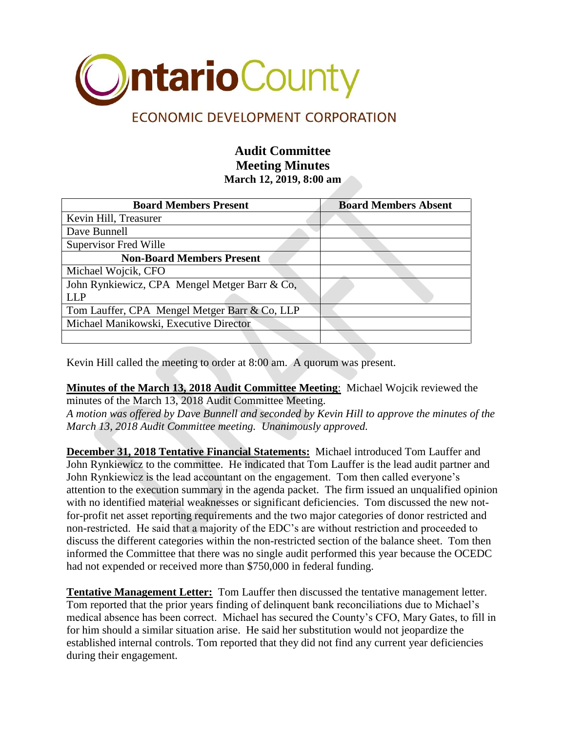# Ontario County

## ECONOMIC DEVELOPMENT CORPORATION

### Audit Committee
### Meeting Minutes
**March 12, 2019, 8:00 am**

| Board Members Present | Board Members Absent |
|---|---|
| Kevin Hill, Treasurer | |
| Dave Bunnell | |
| Supervisor Fred Wille | |
| **Non-Board Members Present** | |
| Michael Wojcik, CFO | |
| John Rynkiewicz, CPA Mengel Metger Barr & Co, LLP | |
| Tom Lauffer, CPA Mengel Metger Barr & Co, LLP | |
| Michael Manikowski, Executive Director | |
| | |

Kevin Hill called the meeting to order at 8:00 am. A quorum was present.

**Minutes of the March 13, 2018 Audit Committee Meeting**: Michael Wojcik reviewed the minutes of the March 13, 2018 Audit Committee Meeting.
*A motion was offered by Dave Bunnell and seconded by Kevin Hill to approve the minutes of the March 13, 2018 Audit Committee meeting. Unanimously approved.*

**December 31, 2018 Tentative Financial Statements:** Michael introduced Tom Lauffer and John Rynkiewicz to the committee. He indicated that Tom Lauffer is the lead audit partner and John Rynkiewicz is the lead accountant on the engagement. Tom then called everyone's attention to the execution summary in the agenda packet. The firm issued an unqualified opinion with no identified material weaknesses or significant deficiencies. Tom discussed the new not-for-profit net asset reporting requirements and the two major categories of donor restricted and non-restricted. He said that a majority of the EDC's are without restriction and proceeded to discuss the different categories within the non-restricted section of the balance sheet. Tom then informed the Committee that there was no single audit performed this year because the OCEDC had not expended or received more than $750,000 in federal funding.

**Tentative Management Letter:** Tom Lauffer then discussed the tentative management letter. Tom reported that the prior years finding of delinquent bank reconciliations due to Michael's medical absence has been correct. Michael has secured the County's CFO, Mary Gates, to fill in for him should a similar situation arise. He said her substitution would not jeopardize the established internal controls. Tom reported that they did not find any current year deficiencies during their engagement.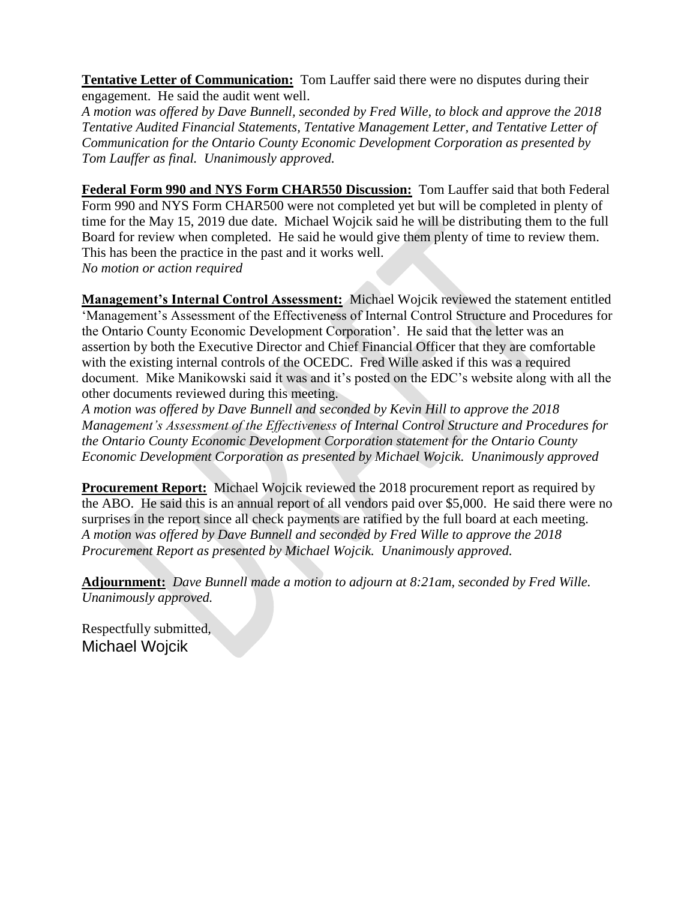**Tentative Letter of Communication:** Tom Lauffer said there were no disputes during their engagement. He said the audit went well.
*A motion was offered by Dave Bunnell, seconded by Fred Wille, to block and approve the 2018 Tentative Audited Financial Statements, Tentative Management Letter, and Tentative Letter of Communication for the Ontario County Economic Development Corporation as presented by Tom Lauffer as final. Unanimously approved.*

**Federal Form 990 and NYS Form CHAR550 Discussion:** Tom Lauffer said that both Federal Form 990 and NYS Form CHAR500 were not completed yet but will be completed in plenty of time for the May 15, 2019 due date. Michael Wojcik said he will be distributing them to the full Board for review when completed. He said he would give them plenty of time to review them. This has been the practice in the past and it works well.
*No motion or action required*

**Management's Internal Control Assessment:** Michael Wojcik reviewed the statement entitled 'Management's Assessment of the Effectiveness of Internal Control Structure and Procedures for the Ontario County Economic Development Corporation'. He said that the letter was an assertion by both the Executive Director and Chief Financial Officer that they are comfortable with the existing internal controls of the OCEDC. Fred Wille asked if this was a required document. Mike Manikowski said it was and it's posted on the EDC's website along with all the other documents reviewed during this meeting.
*A motion was offered by Dave Bunnell and seconded by Kevin Hill to approve the 2018 Management's Assessment of the Effectiveness of Internal Control Structure and Procedures for the Ontario County Economic Development Corporation statement for the Ontario County Economic Development Corporation as presented by Michael Wojcik. Unanimously approved*

**Procurement Report:** Michael Wojcik reviewed the 2018 procurement report as required by the ABO. He said this is an annual report of all vendors paid over $5,000. He said there were no surprises in the report since all check payments are ratified by the full board at each meeting.
*A motion was offered by Dave Bunnell and seconded by Fred Wille to approve the 2018 Procurement Report as presented by Michael Wojcik. Unanimously approved.*

**Adjournment:** *Dave Bunnell made a motion to adjourn at 8:21am, seconded by Fred Wille. Unanimously approved.*

Respectfully submitted,
Michael Wojcik